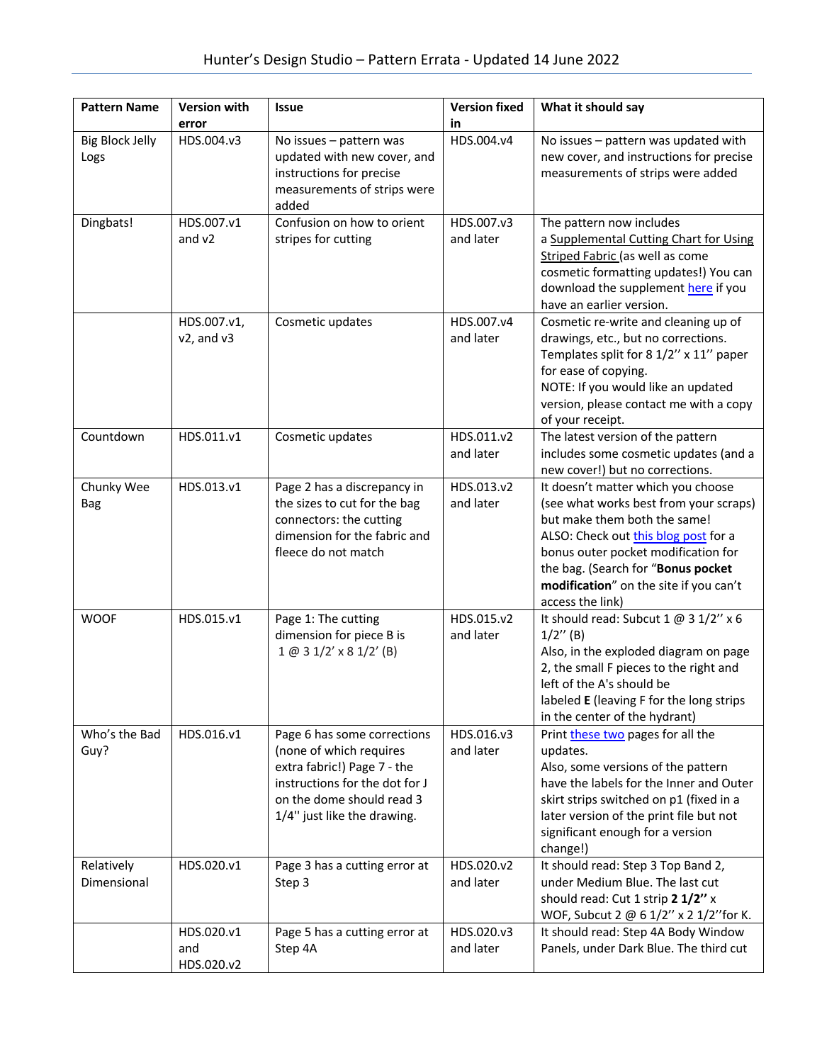# Hunter's Design Studio – Pattern Errata - Updated 14 June 2022

| Pattern Name | Version with error | Issue | Version fixed in | What it should say |
|---|---|---|---|---|
| Big Block Jelly Logs | HDS.004.v3 | No issues – pattern was updated with new cover, and instructions for precise measurements of strips were added | HDS.004.v4 | No issues – pattern was updated with new cover, and instructions for precise measurements of strips were added |
| Dingbats! | HDS.007.v1 and v2 | Confusion on how to orient stripes for cutting | HDS.007.v3 and later | The pattern now includes a Supplemental Cutting Chart for Using Striped Fabric (as well as come cosmetic formatting updates!) You can download the supplement here if you have an earlier version. |
| | HDS.007.v1, v2, and v3 | Cosmetic updates | HDS.007.v4 and later | Cosmetic re-write and cleaning up of drawings, etc., but no corrections. Templates split for 8 1/2'' x 11'' paper for ease of copying. NOTE: If you would like an updated version, please contact me with a copy of your receipt. |
| Countdown | HDS.011.v1 | Cosmetic updates | HDS.011.v2 and later | The latest version of the pattern includes some cosmetic updates (and a new cover!) but no corrections. |
| Chunky Wee Bag | HDS.013.v1 | Page 2 has a discrepancy in the sizes to cut for the bag connectors: the cutting dimension for the fabric and fleece do not match | HDS.013.v2 and later | It doesn't matter which you choose (see what works best from your scraps) but make them both the same! ALSO: Check out this blog post for a bonus outer pocket modification for the bag. (Search for "**Bonus pocket modification**" on the site if you can't access the link) |
| WOOF | HDS.015.v1 | Page 1: The cutting dimension for piece B is 1 @ 3 1/2' x 8 1/2' (B) | HDS.015.v2 and later | It should read: Subcut 1 @ 3 1/2'' x 6 1/2'' (B) Also, in the exploded diagram on page 2, the small F pieces to the right and left of the A's should be labeled **E** (leaving F for the long strips in the center of the hydrant) |
| Who's the Bad Guy? | HDS.016.v1 | Page 6 has some corrections (none of which requires extra fabric!) Page 7 - the instructions for the dot for J on the dome should read 3 1/4'' just like the drawing. | HDS.016.v3 and later | Print these two pages for all the updates. Also, some versions of the pattern have the labels for the Inner and Outer skirt strips switched on p1 (fixed in a later version of the print file but not significant enough for a version change!) |
| Relatively Dimensional | HDS.020.v1 | Page 3 has a cutting error at Step 3 | HDS.020.v2 and later | It should read: Step 3 Top Band 2, under Medium Blue. The last cut should read: Cut 1 strip **2 1/2''** x WOF, Subcut 2 @ 6 1/2'' x 2 1/2''for K. |
| | HDS.020.v1 and HDS.020.v2 | Page 5 has a cutting error at Step 4A | HDS.020.v3 and later | It should read: Step 4A Body Window Panels, under Dark Blue. The third cut |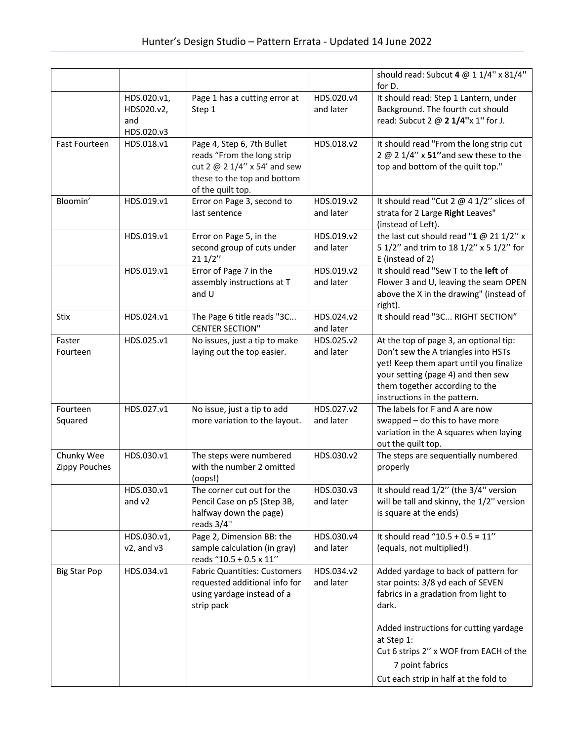| | | | | |
|---|---|---|---|---|
| | | | | should read: Subcut **4** @ 1 1/4'' x 81/4'' for D. |
| | HDS.020.v1, HDS020.v2, and HDS.020.v3 | Page 1 has a cutting error at Step 1 | HDS.020.v4 and later | It should read: Step 1 Lantern, under Background. The fourth cut should read: Subcut 2 @ **2 1/4''**x 1'' for J. |
| Fast Fourteen | HDS.018.v1 | Page 4, Step 6, 7th Bullet reads "From the long strip cut 2 @ 2 1/4'' x 54' and sew these to the top and bottom of the quilt top. | HDS.018.v2 | It should read "From the long strip cut 2 @ 2 1/4'' x **51''**and sew these to the top and bottom of the quilt top." |
| Bloomin' | HDS.019.v1 | Error on Page 3, second to last sentence | HDS.019.v2 and later | It should read "Cut 2 @ 4 1/2'' slices of strata for 2 Large **Right** Leaves" (instead of Left). |
| | HDS.019.v1 | Error on Page 5, in the second group of cuts under 21 1/2'' | HDS.019.v2 and later | the last cut should read "**1** @ 21 1/2'' x 5 1/2'' and trim to 18 1/2'' x 5 1/2'' for E (instead of 2) |
| | HDS.019.v1 | Error of Page 7 in the assembly instructions at T and U | HDS.019.v2 and later | It should read "Sew T to the **left** of Flower 3 and U, leaving the seam OPEN above the X in the drawing" (instead of right). |
| Stix | HDS.024.v1 | The Page 6 title reads "3C... CENTER SECTION" | HDS.024.v2 and later | It should read "3C... RIGHT SECTION" |
| Faster Fourteen | HDS.025.v1 | No issues, just a tip to make laying out the top easier. | HDS.025.v2 and later | At the top of page 3, an optional tip: Don't sew the A triangles into HSTs yet! Keep them apart until you finalize your setting (page 4) and then sew them together according to the instructions in the pattern. |
| Fourteen Squared | HDS.027.v1 | No issue, just a tip to add more variation to the layout. | HDS.027.v2 and later | The labels for F and A are now swapped – do this to have more variation in the A squares when laying out the quilt top. |
| Chunky Wee Zippy Pouches | HDS.030.v1 | The steps were numbered with the number 2 omitted (oops!) | HDS.030.v2 | The steps are sequentially numbered properly |
| | HDS.030.v1 and v2 | The corner cut out for the Pencil Case on p5 (Step 3B, halfway down the page) reads 3/4'' | HDS.030.v3 and later | It should read 1/2'' (the 3/4'' version will be tall and skinny, the 1/2'' version is square at the ends) |
| | HDS.030.v1, v2, and v3 | Page 2, Dimension BB: the sample calculation (in gray) reads "10.5 + 0.5 x 11'' | HDS.030.v4 and later | It should read "10.5 + 0.5 = 11'' (equals, not multiplied!) |
| Big Star Pop | HDS.034.v1 | Fabric Quantities: Customers requested additional info for using yardage instead of a strip pack | HDS.034.v2 and later | Added yardage to back of pattern for star points: 3/8 yd each of SEVEN fabrics in a gradation from light to dark.<br><br>Added instructions for cutting yardage at Step 1:<br>Cut 6 strips 2'' x WOF from EACH of the 7 point fabrics<br>Cut each strip in half at the fold to |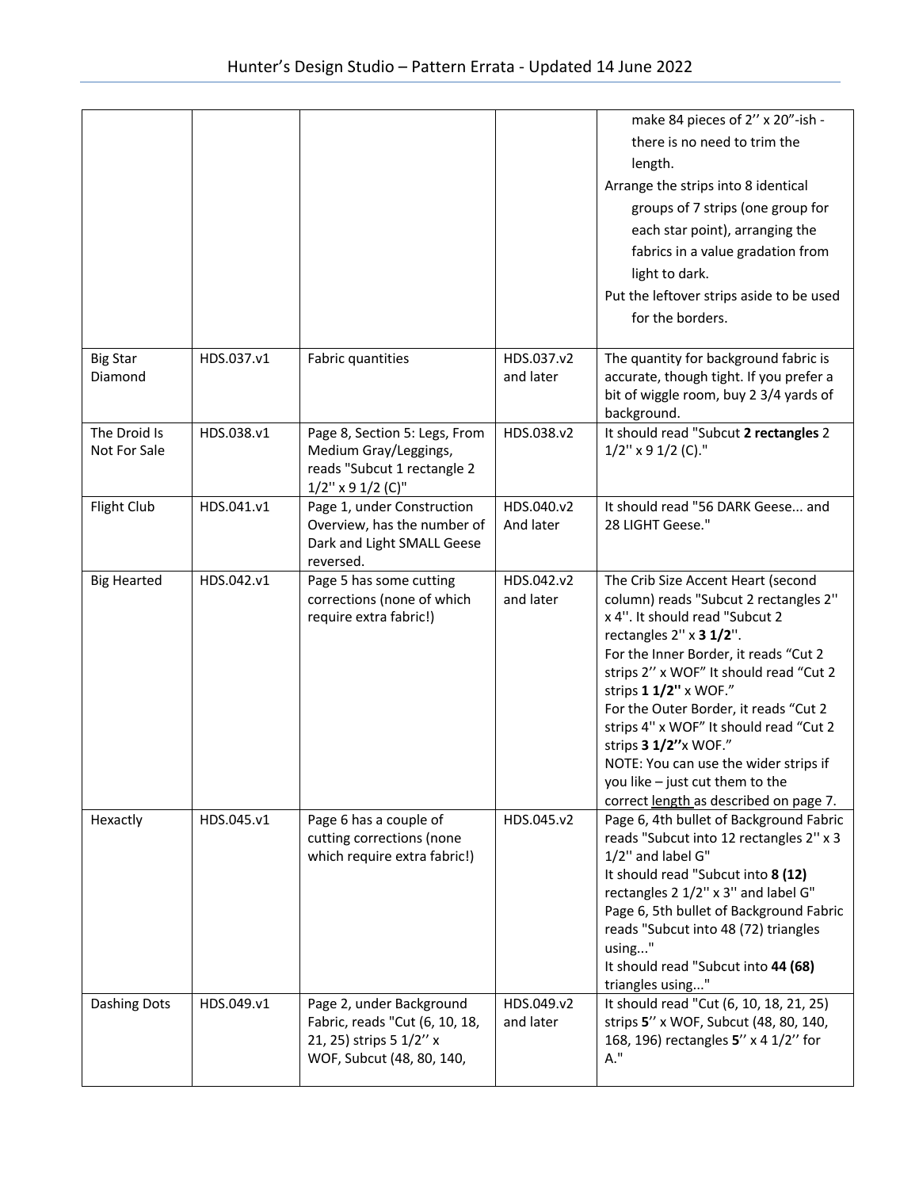| | | | | |
|---|---|---|---|---|
| | | | | make 84 pieces of 2'' x 20"-ish - there is no need to trim the length.<br>Arrange the strips into 8 identical groups of 7 strips (one group for each star point), arranging the fabrics in a value gradation from light to dark.<br>Put the leftover strips aside to be used for the borders. |
| Big Star Diamond | HDS.037.v1 | Fabric quantities | HDS.037.v2 and later | The quantity for background fabric is accurate, though tight. If you prefer a bit of wiggle room, buy 2 3/4 yards of background. |
| The Droid Is Not For Sale | HDS.038.v1 | Page 8, Section 5: Legs, From Medium Gray/Leggings, reads "Subcut 1 rectangle 2 1/2'' x 9 1/2 (C)" | HDS.038.v2 | It should read "Subcut **2 rectangles** 2 1/2'' x 9 1/2 (C)." |
| Flight Club | HDS.041.v1 | Page 1, under Construction Overview, has the number of Dark and Light SMALL Geese reversed. | HDS.040.v2 And later | It should read "56 DARK Geese... and 28 LIGHT Geese." |
| Big Hearted | HDS.042.v1 | Page 5 has some cutting corrections (none of which require extra fabric!) | HDS.042.v2 and later | The Crib Size Accent Heart (second column) reads "Subcut 2 rectangles 2'' x 4''. It should read "Subcut 2 rectangles 2'' x **3 1/2**''.<br>For the Inner Border, it reads "Cut 2 strips 2'' x WOF" It should read "Cut 2 strips **1 1/2''** x WOF."<br>For the Outer Border, it reads "Cut 2 strips 4'' x WOF" It should read "Cut 2 strips **3 1/2''**x WOF."<br>NOTE: You can use the wider strips if you like – just cut them to the correct length as described on page 7. |
| Hexactly | HDS.045.v1 | Page 6 has a couple of cutting corrections (none which require extra fabric!) | HDS.045.v2 | Page 6, 4th bullet of Background Fabric reads "Subcut into 12 rectangles 2'' x 3 1/2'' and label G"<br>It should read "Subcut into **8 (12)** rectangles 2 1/2'' x 3'' and label G"<br>Page 6, 5th bullet of Background Fabric reads "Subcut into 48 (72) triangles using..."<br>It should read "Subcut into **44 (68)** triangles using..." |
| Dashing Dots | HDS.049.v1 | Page 2, under Background Fabric, reads "Cut (6, 10, 18, 21, 25) strips 5 1/2'' x WOF, Subcut (48, 80, 140, | HDS.049.v2 and later | It should read "Cut (6, 10, 18, 21, 25) strips **5**'' x WOF, Subcut (48, 80, 140, 168, 196) rectangles **5**'' x 4 1/2'' for A." |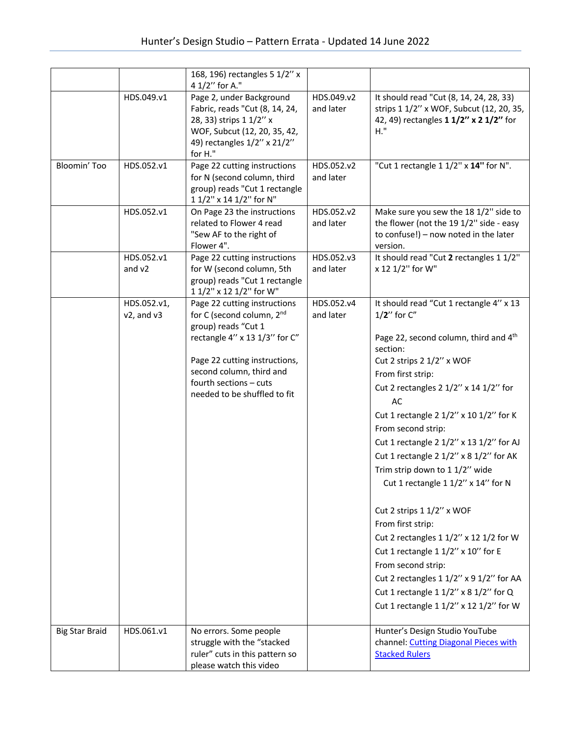| | | | | |
|---|---|---|---|---|
| | | 168, 196) rectangles 5 1/2'' x 4 1/2'' for A." | | |
| | HDS.049.v1 | Page 2, under Background Fabric, reads "Cut (8, 14, 24, 28, 33) strips 1 1/2'' x WOF, Subcut (12, 20, 35, 42, 49) rectangles 1/2'' x 21/2'' for H." | HDS.049.v2 and later | It should read "Cut (8, 14, 24, 28, 33) strips 1 1/2'' x WOF, Subcut (12, 20, 35, 42, 49) rectangles **1 1/2'' x 2 1/2''** for H." |
| Bloomin' Too | HDS.052.v1 | Page 22 cutting instructions for N (second column, third group) reads "Cut 1 rectangle 1 1/2" x 14 1/2" for N" | HDS.052.v2 and later | "Cut 1 rectangle 1 1/2" x **14"** for N". |
| | HDS.052.v1 | On Page 23 the instructions related to Flower 4 read "Sew AF to the right of Flower 4". | HDS.052.v2 and later | Make sure you sew the 18 1/2" side to the flower (not the 19 1/2" side - easy to confuse!) – now noted in the later version. |
| | HDS.052.v1 and v2 | Page 22 cutting instructions for W (second column, 5th group) reads "Cut 1 rectangle 1 1/2" x 12 1/2" for W" | HDS.052.v3 and later | It should read "Cut **2** rectangles 1 1/2" x 12 1/2" for W" |
| | HDS.052.v1, v2, and v3 | Page 22 cutting instructions for C (second column, 2nd group) reads "Cut 1 rectangle 4'' x 13 1/3'' for C"<br><br>Page 22 cutting instructions, second column, third and fourth sections – cuts needed to be shuffled to fit | HDS.052.v4 and later | It should read "Cut 1 rectangle 4'' x 13 1/**2**'' for C"<br><br>Page 22, second column, third and 4th section:<br>Cut 2 strips 2 1/2'' x WOF<br>From first strip:<br>Cut 2 rectangles 2 1/2'' x 14 1/2'' for AC<br>Cut 1 rectangle 2 1/2'' x 10 1/2'' for K<br>From second strip:<br>Cut 1 rectangle 2 1/2'' x 13 1/2'' for AJ<br>Cut 1 rectangle 2 1/2'' x 8 1/2'' for AK<br>Trim strip down to 1 1/2'' wide<br>Cut 1 rectangle 1 1/2'' x 14'' for N<br><br>Cut 2 strips 1 1/2'' x WOF<br>From first strip:<br>Cut 2 rectangles 1 1/2'' x 12 1/2 for W<br>Cut 1 rectangle 1 1/2'' x 10'' for E<br>From second strip:<br>Cut 2 rectangles 1 1/2'' x 9 1/2'' for AA<br>Cut 1 rectangle 1 1/2'' x 8 1/2'' for Q<br>Cut 1 rectangle 1 1/2'' x 12 1/2'' for W |
| Big Star Braid | HDS.061.v1 | No errors. Some people struggle with the "stacked ruler" cuts in this pattern so please watch this video | | Hunter's Design Studio YouTube channel: Cutting Diagonal Pieces with Stacked Rulers |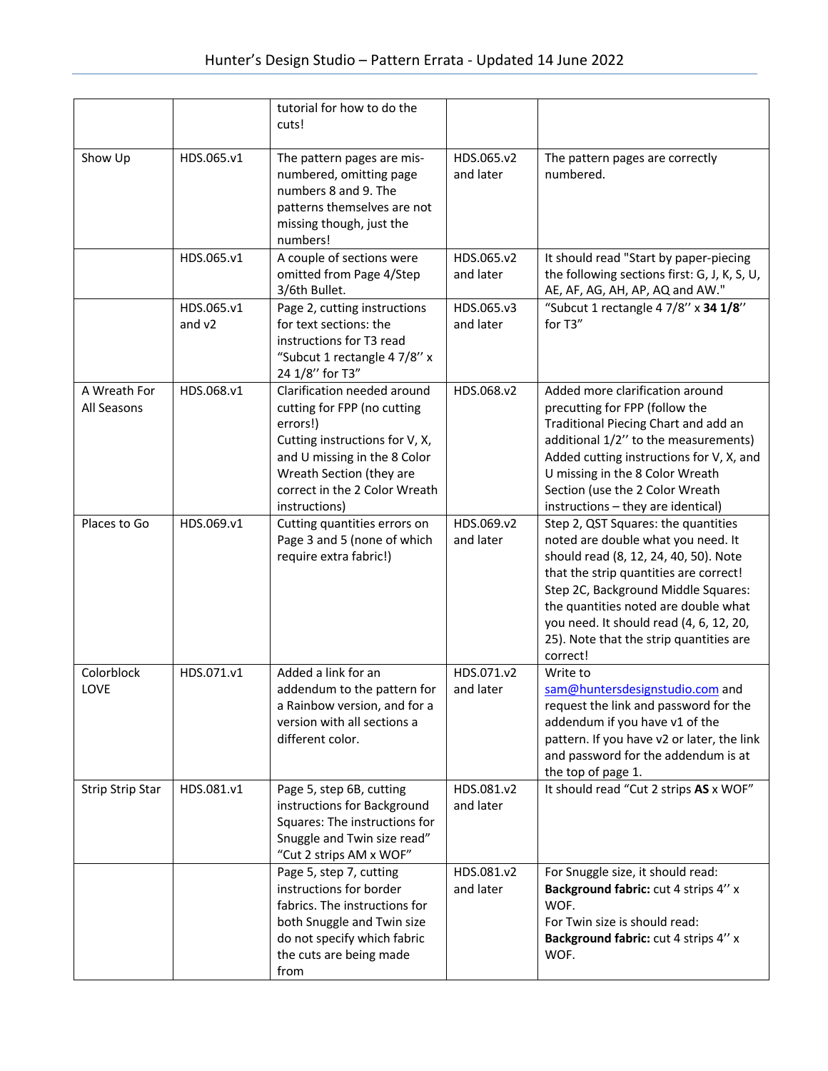| | | | | |
|---|---|---|---|---|
| | | tutorial for how to do the cuts! | | |
| Show Up | HDS.065.v1 | The pattern pages are mis-numbered, omitting page numbers 8 and 9. The patterns themselves are not missing though, just the numbers! | HDS.065.v2 and later | The pattern pages are correctly numbered. |
| | HDS.065.v1 | A couple of sections were omitted from Page 4/Step 3/6th Bullet. | HDS.065.v2 and later | It should read "Start by paper-piecing the following sections first: G, J, K, S, U, AE, AF, AG, AH, AP, AQ and AW." |
| | HDS.065.v1 and v2 | Page 2, cutting instructions for text sections: the instructions for T3 read "Subcut 1 rectangle 4 7/8'' x 24 1/8'' for T3" | HDS.065.v3 and later | "Subcut 1 rectangle 4 7/8'' x **34 1/8**'' for T3" |
| A Wreath For All Seasons | HDS.068.v1 | Clarification needed around cutting for FPP (no cutting errors!)<br>Cutting instructions for V, X, and U missing in the 8 Color Wreath Section (they are correct in the 2 Color Wreath instructions) | HDS.068.v2 | Added more clarification around precutting for FPP (follow the Traditional Piecing Chart and add an additional 1/2'' to the measurements)<br>Added cutting instructions for V, X, and U missing in the 8 Color Wreath Section (use the 2 Color Wreath instructions – they are identical) |
| Places to Go | HDS.069.v1 | Cutting quantities errors on Page 3 and 5 (none of which require extra fabric!) | HDS.069.v2 and later | Step 2, QST Squares: the quantities noted are double what you need. It should read (8, 12, 24, 40, 50). Note that the strip quantities are correct!<br>Step 2C, Background Middle Squares: the quantities noted are double what you need. It should read (4, 6, 12, 20, 25). Note that the strip quantities are correct! |
| Colorblock LOVE | HDS.071.v1 | Added a link for an addendum to the pattern for a Rainbow version, and for a version with all sections a different color. | HDS.071.v2 and later | Write to sam@huntersdesignstudio.com and request the link and password for the addendum if you have v1 of the pattern. If you have v2 or later, the link and password for the addendum is at the top of page 1. |
| Strip Strip Star | HDS.081.v1 | Page 5, step 6B, cutting instructions for Background Squares: The instructions for Snuggle and Twin size read" "Cut 2 strips AM x WOF" | HDS.081.v2 and later | It should read "Cut 2 strips **AS** x WOF" |
| | | Page 5, step 7, cutting instructions for border fabrics. The instructions for both Snuggle and Twin size do not specify which fabric the cuts are being made from | HDS.081.v2 and later | For Snuggle size, it should read:<br>**Background fabric:** cut 4 strips 4'' x WOF.<br>For Twin size is should read:<br>**Background fabric:** cut 4 strips 4'' x WOF. |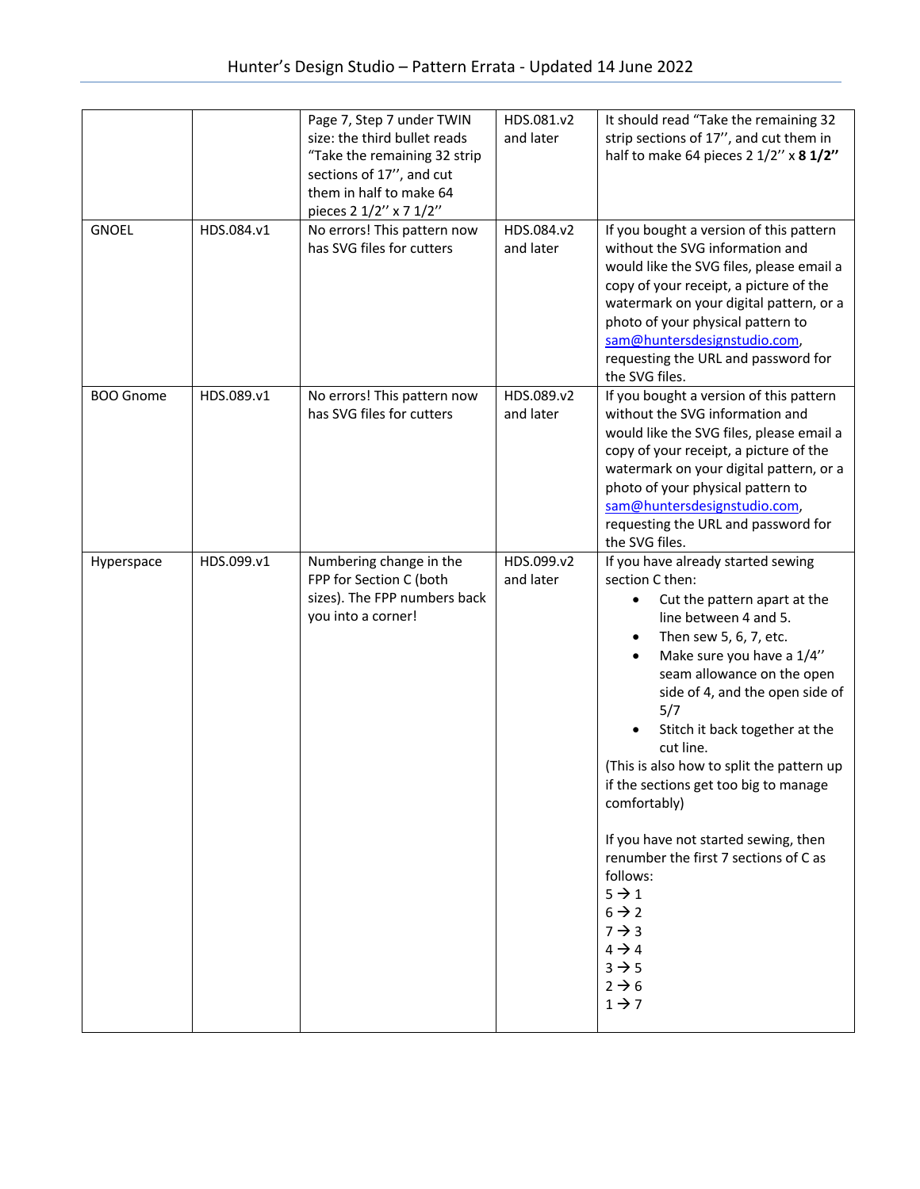| | | | | |
|---|---|---|---|---|
| | | Page 7, Step 7 under TWIN size: the third bullet reads "Take the remaining 32 strip sections of 17'', and cut them in half to make 64 pieces 2 1/2'' x 7 1/2'' | HDS.081.v2 and later | It should read "Take the remaining 32 strip sections of 17'', and cut them in half to make 64 pieces 2 1/2'' x **8 1/2''** |
| GNOEL | HDS.084.v1 | No errors! This pattern now has SVG files for cutters | HDS.084.v2 and later | If you bought a version of this pattern without the SVG information and would like the SVG files, please email a copy of your receipt, a picture of the watermark on your digital pattern, or a photo of your physical pattern to sam@huntersdesignstudio.com, requesting the URL and password for the SVG files. |
| BOO Gnome | HDS.089.v1 | No errors! This pattern now has SVG files for cutters | HDS.089.v2 and later | If you bought a version of this pattern without the SVG information and would like the SVG files, please email a copy of your receipt, a picture of the watermark on your digital pattern, or a photo of your physical pattern to sam@huntersdesignstudio.com, requesting the URL and password for the SVG files. |
| Hyperspace | HDS.099.v1 | Numbering change in the FPP for Section C (both sizes). The FPP numbers back you into a corner! | HDS.099.v2 and later | If you have already started sewing section C then:<br>• Cut the pattern apart at the line between 4 and 5.<br>• Then sew 5, 6, 7, etc.<br>• Make sure you have a 1/4'' seam allowance on the open side of 4, and the open side of 5/7<br>• Stitch it back together at the cut line.<br>(This is also how to split the pattern up if the sections get too big to manage comfortably)<br><br>If you have not started sewing, then renumber the first 7 sections of C as follows:<br>5 → 1<br>6 → 2<br>7 → 3<br>4 → 4<br>3 → 5<br>2 → 6<br>1 → 7 |